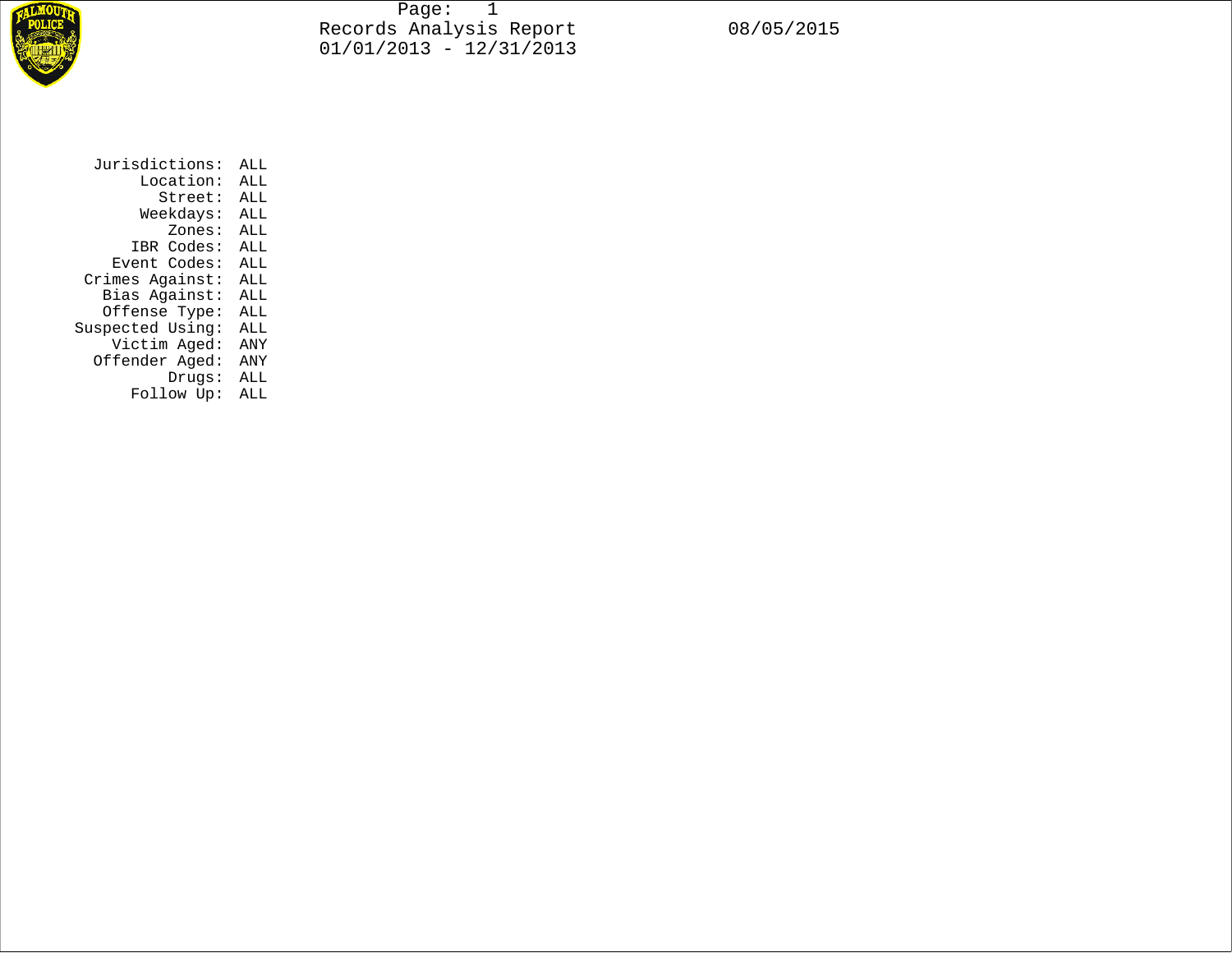# Records Analysis Report

01/01/2013 - 12/31/2013

08/05/2015

| | |
|---|---|
| Jurisdictions: | ALL |
| Location: | ALL |
| Street: | ALL |
| Weekdays: | ALL |
| Zones: | ALL |
| IBR Codes: | ALL |
| Event Codes: | ALL |
| Crimes Against: | ALL |
| Bias Against: | ALL |
| Offense Type: | ALL |
| Suspected Using: | ALL |
| Victim Aged: | ANY |
| Offender Aged: | ANY |
| Drugs: | ALL |
| Follow Up: | ALL |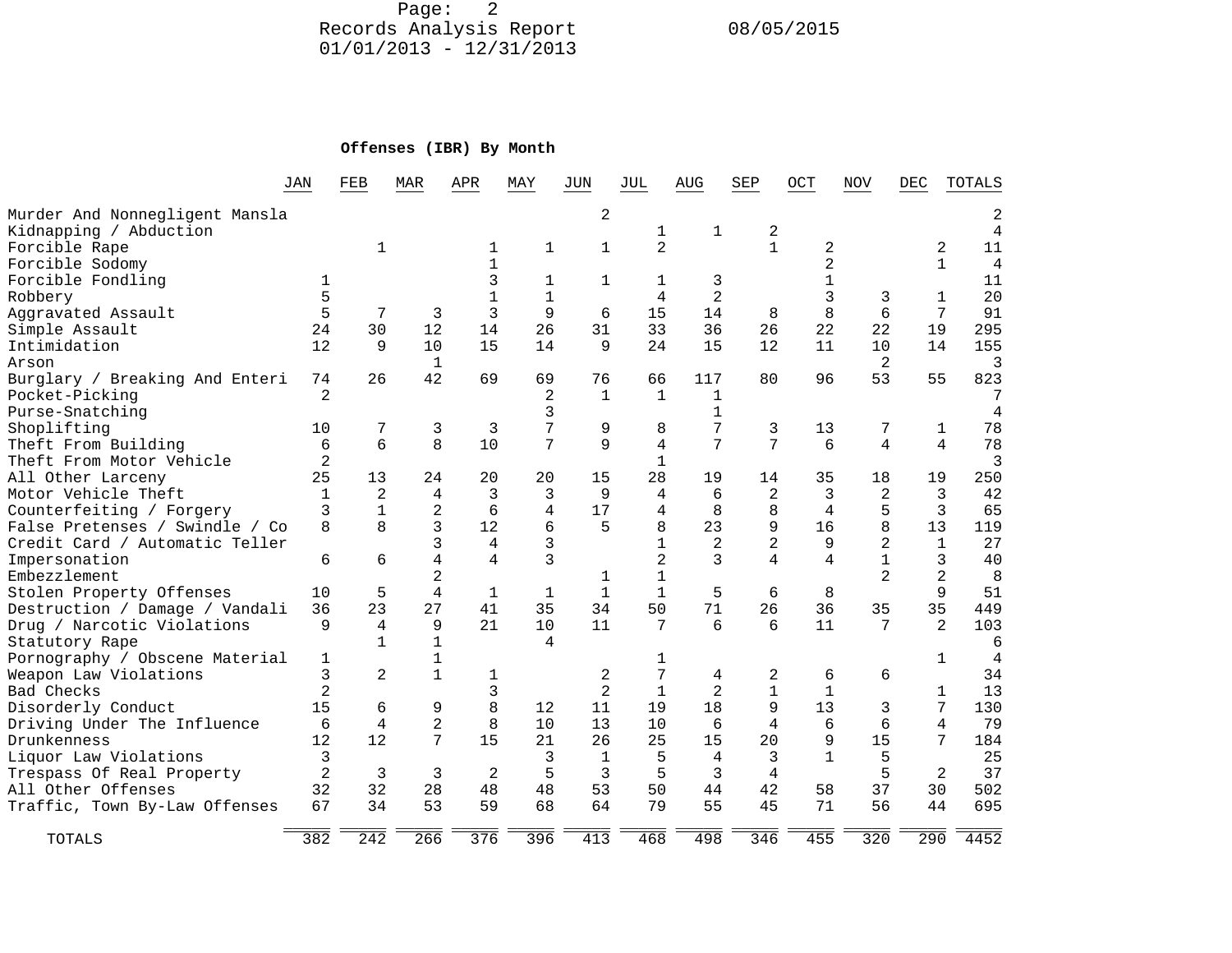Records Analysis Report 08/05/2015

01/01/2013 - 12/31/2013

**Offenses (IBR) By Month**

| | JAN | FEB | MAR | APR | MAY | JUN | JUL | AUG | SEP | OCT | NOV | DEC | TOTALS |
|---|---|---|---|---|---|---|---|---|---|---|---|---|---|
| Murder And Nonnegligent Mansla | | | | | | 2 | | | | | | | 2 |
| Kidnapping / Abduction | | | | | | | 1 | 1 | 2 | | | | 4 |
| Forcible Rape | | 1 | | 1 | 1 | 1 | 2 | | 1 | 2 | | 2 | 11 |
| Forcible Sodomy | | | | 1 | | | | | | 2 | | 1 | 4 |
| Forcible Fondling | 1 | | | 3 | 1 | 1 | 1 | 3 | | 1 | | | 11 |
| Robbery | 5 | | | 1 | 1 | | 4 | 2 | | 3 | 3 | 1 | 20 |
| Aggravated Assault | 5 | 7 | 3 | 3 | 9 | 6 | 15 | 14 | 8 | 8 | 6 | 7 | 91 |
| Simple Assault | 24 | 30 | 12 | 14 | 26 | 31 | 33 | 36 | 26 | 22 | 22 | 19 | 295 |
| Intimidation | 12 | 9 | 10 | 15 | 14 | 9 | 24 | 15 | 12 | 11 | 10 | 14 | 155 |
| Arson | | | 1 | | | | | | | | 2 | | 3 |
| Burglary / Breaking And Enteri | 74 | 26 | 42 | 69 | 69 | 76 | 66 | 117 | 80 | 96 | 53 | 55 | 823 |
| Pocket-Picking | 2 | | | | 2 | 1 | 1 | 1 | | | | | 7 |
| Purse-Snatching | | | | | 3 | | | 1 | | | | | 4 |
| Shoplifting | 10 | 7 | 3 | 3 | 7 | 9 | 8 | 7 | 3 | 13 | 7 | 1 | 78 |
| Theft From Building | 6 | 6 | 8 | 10 | 7 | 9 | 4 | 7 | 7 | 6 | 4 | 4 | 78 |
| Theft From Motor Vehicle | 2 | | | | | | 1 | | | | | | 3 |
| All Other Larceny | 25 | 13 | 24 | 20 | 20 | 15 | 28 | 19 | 14 | 35 | 18 | 19 | 250 |
| Motor Vehicle Theft | 1 | 2 | 4 | 3 | 3 | 9 | 4 | 6 | 2 | 3 | 2 | 3 | 42 |
| Counterfeiting / Forgery | 3 | 1 | 2 | 6 | 4 | 17 | 4 | 8 | 8 | 4 | 5 | 3 | 65 |
| False Pretenses / Swindle / Co | 8 | 8 | 3 | 12 | 6 | 5 | 8 | 23 | 9 | 16 | 8 | 13 | 119 |
| Credit Card / Automatic Teller | | | 3 | 4 | 3 | | 1 | 2 | 2 | 9 | 2 | 1 | 27 |
| Impersonation | 6 | 6 | 4 | 4 | 3 | | 2 | 3 | 4 | 4 | 1 | 3 | 40 |
| Embezzlement | | | 2 | | | 1 | 1 | | | | 2 | 2 | 8 |
| Stolen Property Offenses | 10 | 5 | 4 | 1 | 1 | 1 | 1 | 5 | 6 | 8 | | 9 | 51 |
| Destruction / Damage / Vandali | 36 | 23 | 27 | 41 | 35 | 34 | 50 | 71 | 26 | 36 | 35 | 35 | 449 |
| Drug / Narcotic Violations | 9 | 4 | 9 | 21 | 10 | 11 | 7 | 6 | 6 | 11 | 7 | 2 | 103 |
| Statutory Rape | | 1 | 1 | | 4 | | | | | | | | 6 |
| Pornography / Obscene Material | 1 | | 1 | | | | 1 | | | | | 1 | 4 |
| Weapon Law Violations | 3 | 2 | 1 | 1 | | 2 | 7 | 4 | 2 | 6 | 6 | | 34 |
| Bad Checks | 2 | | | 3 | | 2 | 1 | 2 | 1 | 1 | | 1 | 13 |
| Disorderly Conduct | 15 | 6 | 9 | 8 | 12 | 11 | 19 | 18 | 9 | 13 | 3 | 7 | 130 |
| Driving Under The Influence | 6 | 4 | 2 | 8 | 10 | 13 | 10 | 6 | 4 | 6 | 6 | 4 | 79 |
| Drunkenness | 12 | 12 | 7 | 15 | 21 | 26 | 25 | 15 | 20 | 9 | 15 | 7 | 184 |
| Liquor Law Violations | 3 | | | | 3 | 1 | 5 | 4 | 3 | 1 | 5 | | 25 |
| Trespass Of Real Property | 2 | 3 | 3 | 2 | 5 | 3 | 5 | 3 | 4 | | 5 | 2 | 37 |
| All Other Offenses | 32 | 32 | 28 | 48 | 48 | 53 | 50 | 44 | 42 | 58 | 37 | 30 | 502 |
| Traffic, Town By-Law Offenses | 67 | 34 | 53 | 59 | 68 | 64 | 79 | 55 | 45 | 71 | 56 | 44 | 695 |
| TOTALS | 382 | 242 | 266 | 376 | 396 | 413 | 468 | 498 | 346 | 455 | 320 | 290 | 4452 |